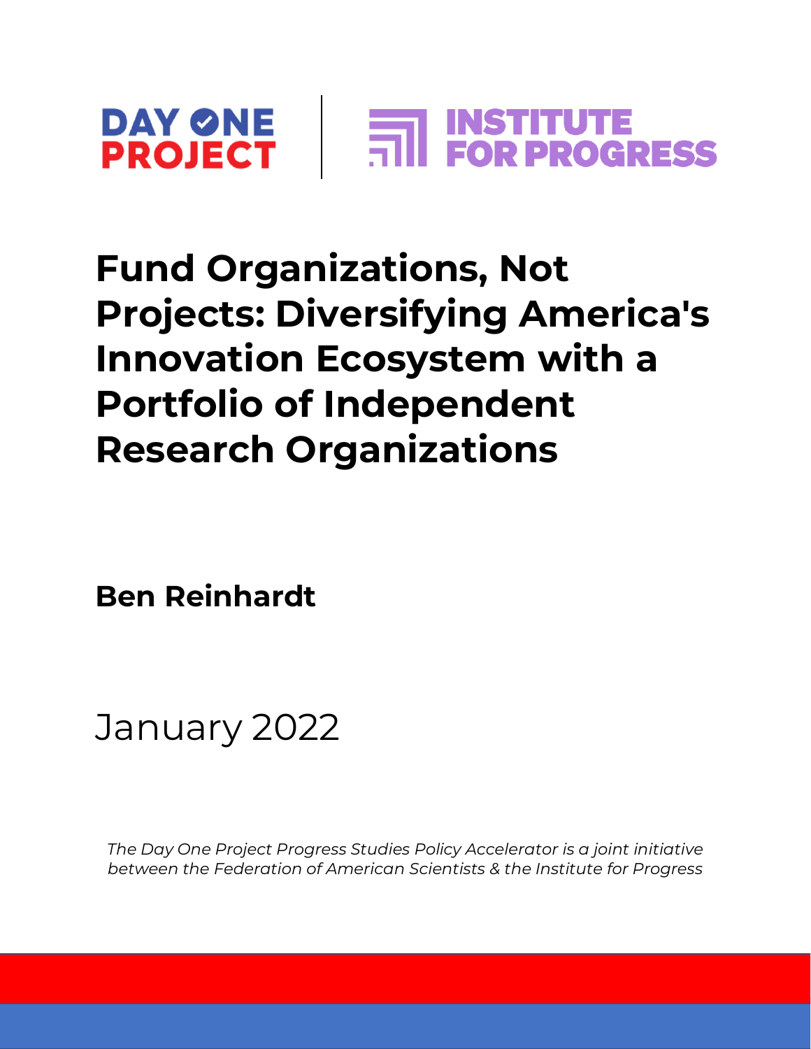DAY ONE PROJECT | INSTITUTE FOR PROGRESS

# Fund Organizations, Not Projects: Diversifying America's Innovation Ecosystem with a Portfolio of Independent Research Organizations

**Ben Reinhardt**

January 2022

*The Day One Project Progress Studies Policy Accelerator is a joint initiative between the Federation of American Scientists & the Institute for Progress*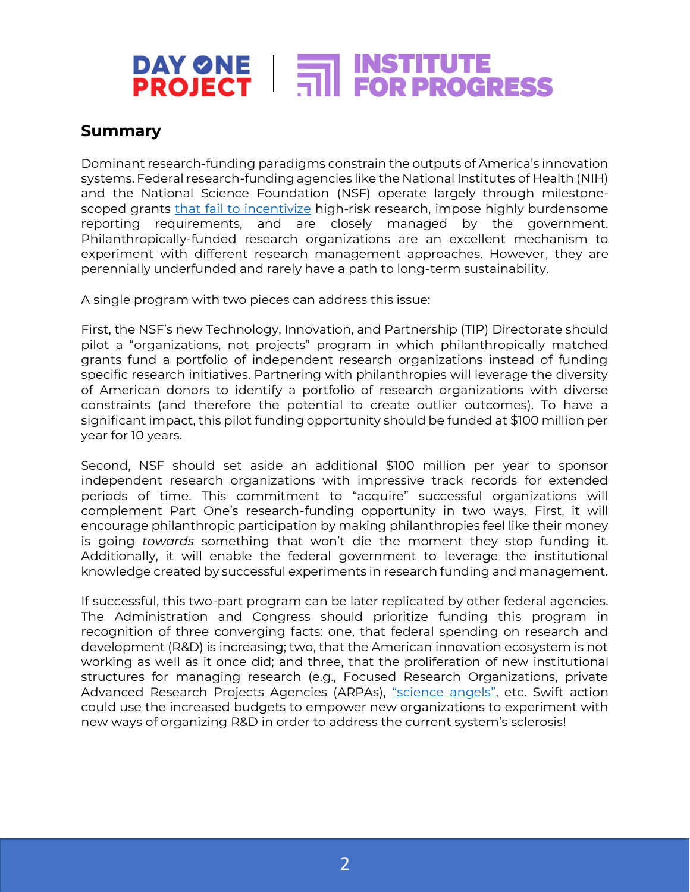## Summary

Dominant research-funding paradigms constrain the outputs of America's innovation systems. Federal research-funding agencies like the National Institutes of Health (NIH) and the National Science Foundation (NSF) operate largely through milestone-scoped grants that fail to incentivize high-risk research, impose highly burdensome reporting requirements, and are closely managed by the government. Philanthropically-funded research organizations are an excellent mechanism to experiment with different research management approaches. However, they are perennially underfunded and rarely have a path to long-term sustainability.

A single program with two pieces can address this issue:

First, the NSF's new Technology, Innovation, and Partnership (TIP) Directorate should pilot a "organizations, not projects" program in which philanthropically matched grants fund a portfolio of independent research organizations instead of funding specific research initiatives. Partnering with philanthropies will leverage the diversity of American donors to identify a portfolio of research organizations with diverse constraints (and therefore the potential to create outlier outcomes). To have a significant impact, this pilot funding opportunity should be funded at $100 million per year for 10 years.

Second, NSF should set aside an additional $100 million per year to sponsor independent research organizations with impressive track records for extended periods of time. This commitment to "acquire" successful organizations will complement Part One's research-funding opportunity in two ways. First, it will encourage philanthropic participation by making philanthropies feel like their money is going *towards* something that won't die the moment they stop funding it. Additionally, it will enable the federal government to leverage the institutional knowledge created by successful experiments in research funding and management.

If successful, this two-part program can be later replicated by other federal agencies. The Administration and Congress should prioritize funding this program in recognition of three converging facts: one, that federal spending on research and development (R&D) is increasing; two, that the American innovation ecosystem is not working as well as it once did; and three, that the proliferation of new institutional structures for managing research (e.g., Focused Research Organizations, private Advanced Research Projects Agencies (ARPAs), "science angels", etc. Swift action could use the increased budgets to empower new organizations to experiment with new ways of organizing R&D in order to address the current system's sclerosis!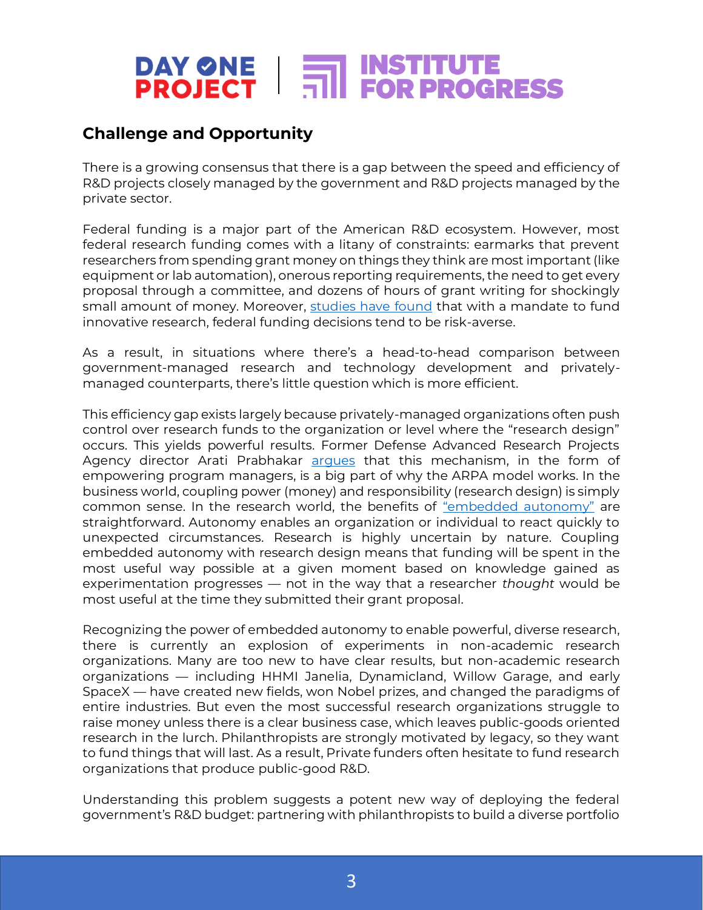## Challenge and Opportunity

There is a growing consensus that there is a gap between the speed and efficiency of R&D projects closely managed by the government and R&D projects managed by the private sector.

Federal funding is a major part of the American R&D ecosystem. However, most federal research funding comes with a litany of constraints: earmarks that prevent researchers from spending grant money on things they think are most important (like equipment or lab automation), onerous reporting requirements, the need to get every proposal through a committee, and dozens of hours of grant writing for shockingly small amount of money. Moreover, studies have found that with a mandate to fund innovative research, federal funding decisions tend to be risk-averse.

As a result, in situations where there's a head-to-head comparison between government-managed research and technology development and privately-managed counterparts, there's little question which is more efficient.

This efficiency gap exists largely because privately-managed organizations often push control over research funds to the organization or level where the "research design" occurs. This yields powerful results. Former Defense Advanced Research Projects Agency director Arati Prabhakar argues that this mechanism, in the form of empowering program managers, is a big part of why the ARPA model works. In the business world, coupling power (money) and responsibility (research design) is simply common sense. In the research world, the benefits of "embedded autonomy" are straightforward. Autonomy enables an organization or individual to react quickly to unexpected circumstances. Research is highly uncertain by nature. Coupling embedded autonomy with research design means that funding will be spent in the most useful way possible at a given moment based on knowledge gained as experimentation progresses — not in the way that a researcher *thought* would be most useful at the time they submitted their grant proposal.

Recognizing the power of embedded autonomy to enable powerful, diverse research, there is currently an explosion of experiments in non-academic research organizations. Many are too new to have clear results, but non-academic research organizations — including HHMI Janelia, Dynamicland, Willow Garage, and early SpaceX — have created new fields, won Nobel prizes, and changed the paradigms of entire industries. But even the most successful research organizations struggle to raise money unless there is a clear business case, which leaves public-goods oriented research in the lurch. Philanthropists are strongly motivated by legacy, so they want to fund things that will last. As a result, Private funders often hesitate to fund research organizations that produce public-good R&D.

Understanding this problem suggests a potent new way of deploying the federal government's R&D budget: partnering with philanthropists to build a diverse portfolio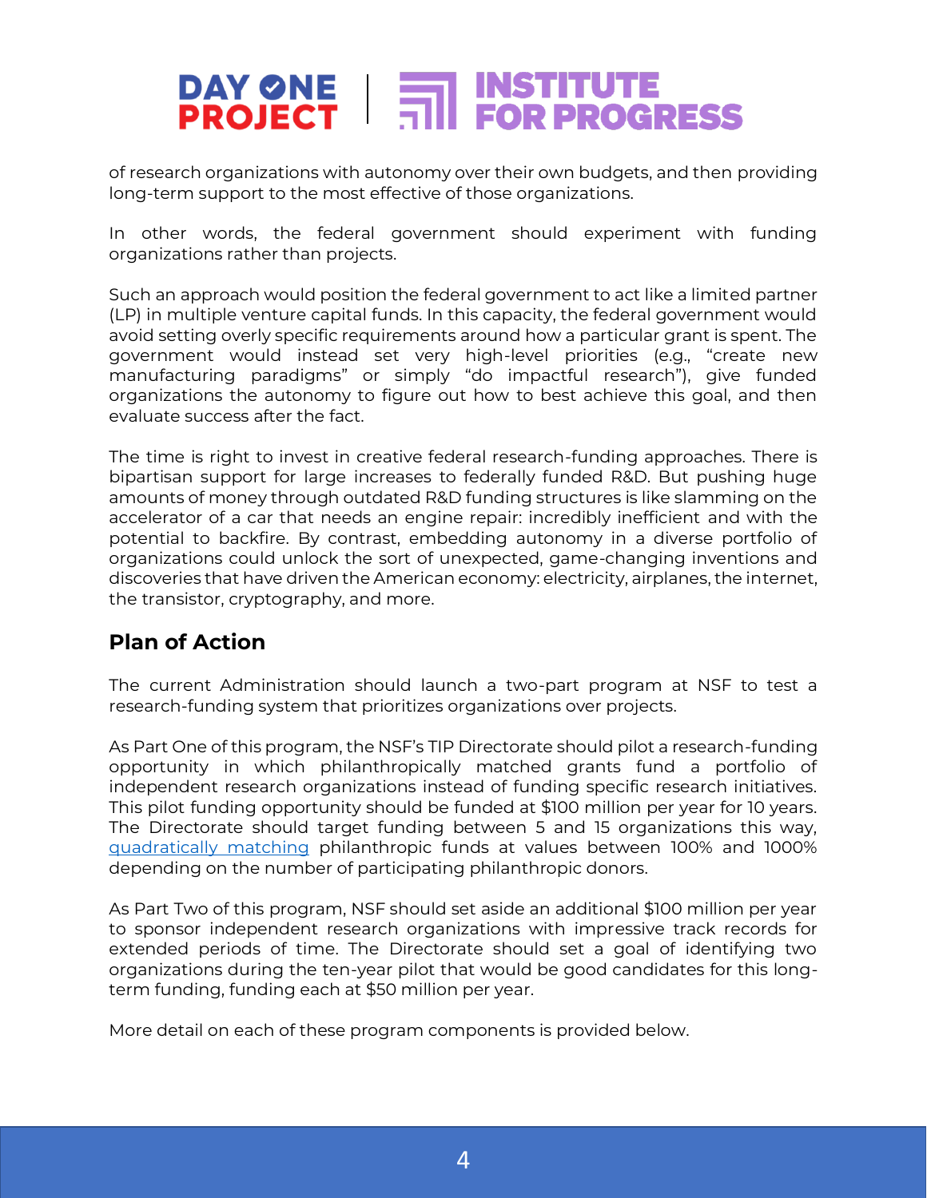of research organizations with autonomy over their own budgets, and then providing long-term support to the most effective of those organizations.

In other words, the federal government should experiment with funding organizations rather than projects.

Such an approach would position the federal government to act like a limited partner (LP) in multiple venture capital funds. In this capacity, the federal government would avoid setting overly specific requirements around how a particular grant is spent. The government would instead set very high-level priorities (e.g., "create new manufacturing paradigms" or simply "do impactful research"), give funded organizations the autonomy to figure out how to best achieve this goal, and then evaluate success after the fact.

The time is right to invest in creative federal research-funding approaches. There is bipartisan support for large increases to federally funded R&D. But pushing huge amounts of money through outdated R&D funding structures is like slamming on the accelerator of a car that needs an engine repair: incredibly inefficient and with the potential to backfire. By contrast, embedding autonomy in a diverse portfolio of organizations could unlock the sort of unexpected, game-changing inventions and discoveries that have driven the American economy: electricity, airplanes, the internet, the transistor, cryptography, and more.

## Plan of Action

The current Administration should launch a two-part program at NSF to test a research-funding system that prioritizes organizations over projects.

As Part One of this program, the NSF's TIP Directorate should pilot a research-funding opportunity in which philanthropically matched grants fund a portfolio of independent research organizations instead of funding specific research initiatives. This pilot funding opportunity should be funded at $100 million per year for 10 years. The Directorate should target funding between 5 and 15 organizations this way, quadratically matching philanthropic funds at values between 100% and 1000% depending on the number of participating philanthropic donors.

As Part Two of this program, NSF should set aside an additional $100 million per year to sponsor independent research organizations with impressive track records for extended periods of time. The Directorate should set a goal of identifying two organizations during the ten-year pilot that would be good candidates for this long-term funding, funding each at $50 million per year.

More detail on each of these program components is provided below.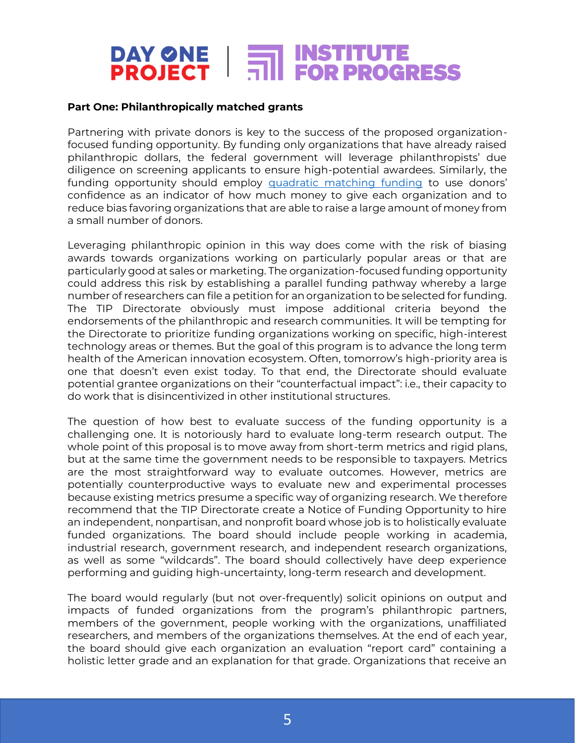**Part One: Philanthropically matched grants**

Partnering with private donors is key to the success of the proposed organization-focused funding opportunity. By funding only organizations that have already raised philanthropic dollars, the federal government will leverage philanthropists' due diligence on screening applicants to ensure high-potential awardees. Similarly, the funding opportunity should employ [quadratic matching funding]() to use donors' confidence as an indicator of how much money to give each organization and to reduce bias favoring organizations that are able to raise a large amount of money from a small number of donors.

Leveraging philanthropic opinion in this way does come with the risk of biasing awards towards organizations working on particularly popular areas or that are particularly good at sales or marketing. The organization-focused funding opportunity could address this risk by establishing a parallel funding pathway whereby a large number of researchers can file a petition for an organization to be selected for funding. The TIP Directorate obviously must impose additional criteria beyond the endorsements of the philanthropic and research communities. It will be tempting for the Directorate to prioritize funding organizations working on specific, high-interest technology areas or themes. But the goal of this program is to advance the long term health of the American innovation ecosystem. Often, tomorrow's high-priority area is one that doesn't even exist today. To that end, the Directorate should evaluate potential grantee organizations on their "counterfactual impact": i.e., their capacity to do work that is disincentivized in other institutional structures.

The question of how best to evaluate success of the funding opportunity is a challenging one. It is notoriously hard to evaluate long-term research output. The whole point of this proposal is to move away from short-term metrics and rigid plans, but at the same time the government needs to be responsible to taxpayers. Metrics are the most straightforward way to evaluate outcomes. However, metrics are potentially counterproductive ways to evaluate new and experimental processes because existing metrics presume a specific way of organizing research. We therefore recommend that the TIP Directorate create a Notice of Funding Opportunity to hire an independent, nonpartisan, and nonprofit board whose job is to holistically evaluate funded organizations. The board should include people working in academia, industrial research, government research, and independent research organizations, as well as some "wildcards". The board should collectively have deep experience performing and guiding high-uncertainty, long-term research and development.

The board would regularly (but not over-frequently) solicit opinions on output and impacts of funded organizations from the program's philanthropic partners, members of the government, people working with the organizations, unaffiliated researchers, and members of the organizations themselves. At the end of each year, the board should give each organization an evaluation "report card" containing a holistic letter grade and an explanation for that grade. Organizations that receive an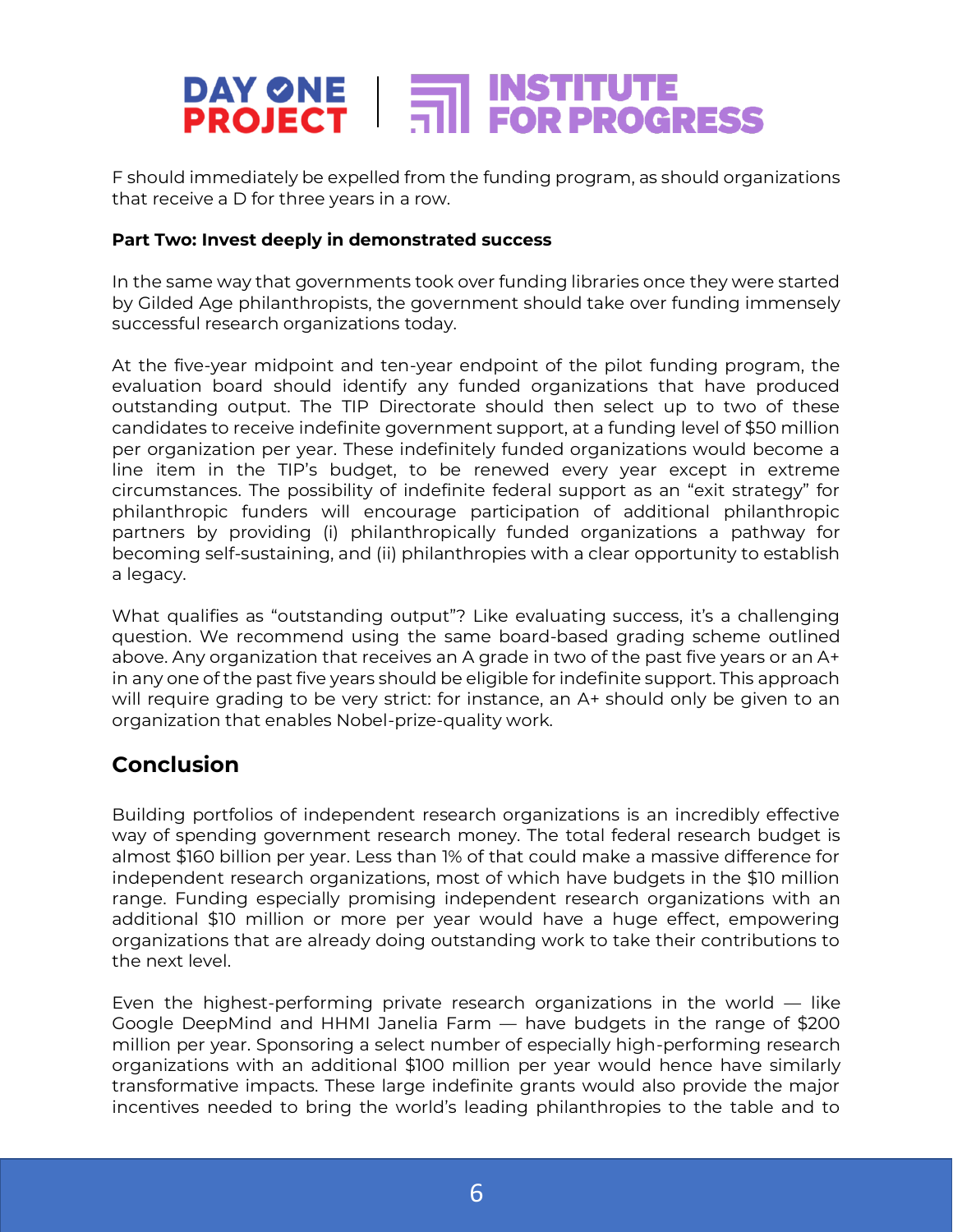F should immediately be expelled from the funding program, as should organizations that receive a D for three years in a row.

**Part Two: Invest deeply in demonstrated success**

In the same way that governments took over funding libraries once they were started by Gilded Age philanthropists, the government should take over funding immensely successful research organizations today.

At the five-year midpoint and ten-year endpoint of the pilot funding program, the evaluation board should identify any funded organizations that have produced outstanding output. The TIP Directorate should then select up to two of these candidates to receive indefinite government support, at a funding level of $50 million per organization per year. These indefinitely funded organizations would become a line item in the TIP's budget, to be renewed every year except in extreme circumstances. The possibility of indefinite federal support as an "exit strategy" for philanthropic funders will encourage participation of additional philanthropic partners by providing (i) philanthropically funded organizations a pathway for becoming self-sustaining, and (ii) philanthropies with a clear opportunity to establish a legacy.

What qualifies as "outstanding output"? Like evaluating success, it's a challenging question. We recommend using the same board-based grading scheme outlined above. Any organization that receives an A grade in two of the past five years or an A+ in any one of the past five years should be eligible for indefinite support. This approach will require grading to be very strict: for instance, an A+ should only be given to an organization that enables Nobel-prize-quality work.

## Conclusion

Building portfolios of independent research organizations is an incredibly effective way of spending government research money. The total federal research budget is almost $160 billion per year. Less than 1% of that could make a massive difference for independent research organizations, most of which have budgets in the $10 million range. Funding especially promising independent research organizations with an additional $10 million or more per year would have a huge effect, empowering organizations that are already doing outstanding work to take their contributions to the next level.

Even the highest-performing private research organizations in the world — like Google DeepMind and HHMI Janelia Farm — have budgets in the range of $200 million per year. Sponsoring a select number of especially high-performing research organizations with an additional $100 million per year would hence have similarly transformative impacts. These large indefinite grants would also provide the major incentives needed to bring the world's leading philanthropies to the table and to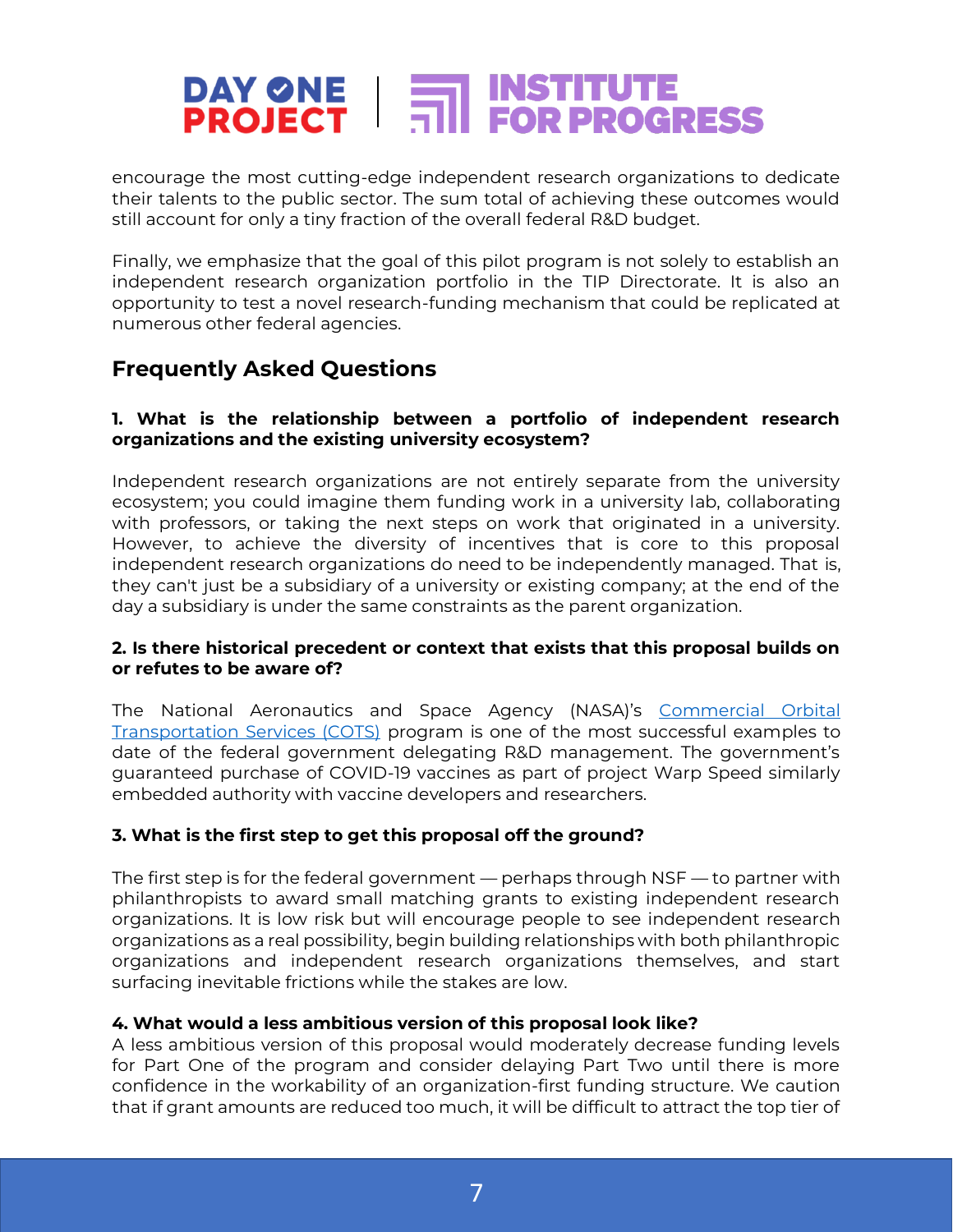encourage the most cutting-edge independent research organizations to dedicate their talents to the public sector. The sum total of achieving these outcomes would still account for only a tiny fraction of the overall federal R&D budget.

Finally, we emphasize that the goal of this pilot program is not solely to establish an independent research organization portfolio in the TIP Directorate. It is also an opportunity to test a novel research-funding mechanism that could be replicated at numerous other federal agencies.

## Frequently Asked Questions

**1. What is the relationship between a portfolio of independent research organizations and the existing university ecosystem?**

Independent research organizations are not entirely separate from the university ecosystem; you could imagine them funding work in a university lab, collaborating with professors, or taking the next steps on work that originated in a university. However, to achieve the diversity of incentives that is core to this proposal independent research organizations do need to be independently managed. That is, they can't just be a subsidiary of a university or existing company; at the end of the day a subsidiary is under the same constraints as the parent organization.

**2. Is there historical precedent or context that exists that this proposal builds on or refutes to be aware of?**

The National Aeronautics and Space Agency (NASA)'s [Commercial Orbital Transportation Services (COTS)](#) program is one of the most successful examples to date of the federal government delegating R&D management. The government's guaranteed purchase of COVID-19 vaccines as part of project Warp Speed similarly embedded authority with vaccine developers and researchers.

**3. What is the first step to get this proposal off the ground?**

The first step is for the federal government — perhaps through NSF — to partner with philanthropists to award small matching grants to existing independent research organizations. It is low risk but will encourage people to see independent research organizations as a real possibility, begin building relationships with both philanthropic organizations and independent research organizations themselves, and start surfacing inevitable frictions while the stakes are low.

**4. What would a less ambitious version of this proposal look like?**

A less ambitious version of this proposal would moderately decrease funding levels for Part One of the program and consider delaying Part Two until there is more confidence in the workability of an organization-first funding structure. We caution that if grant amounts are reduced too much, it will be difficult to attract the top tier of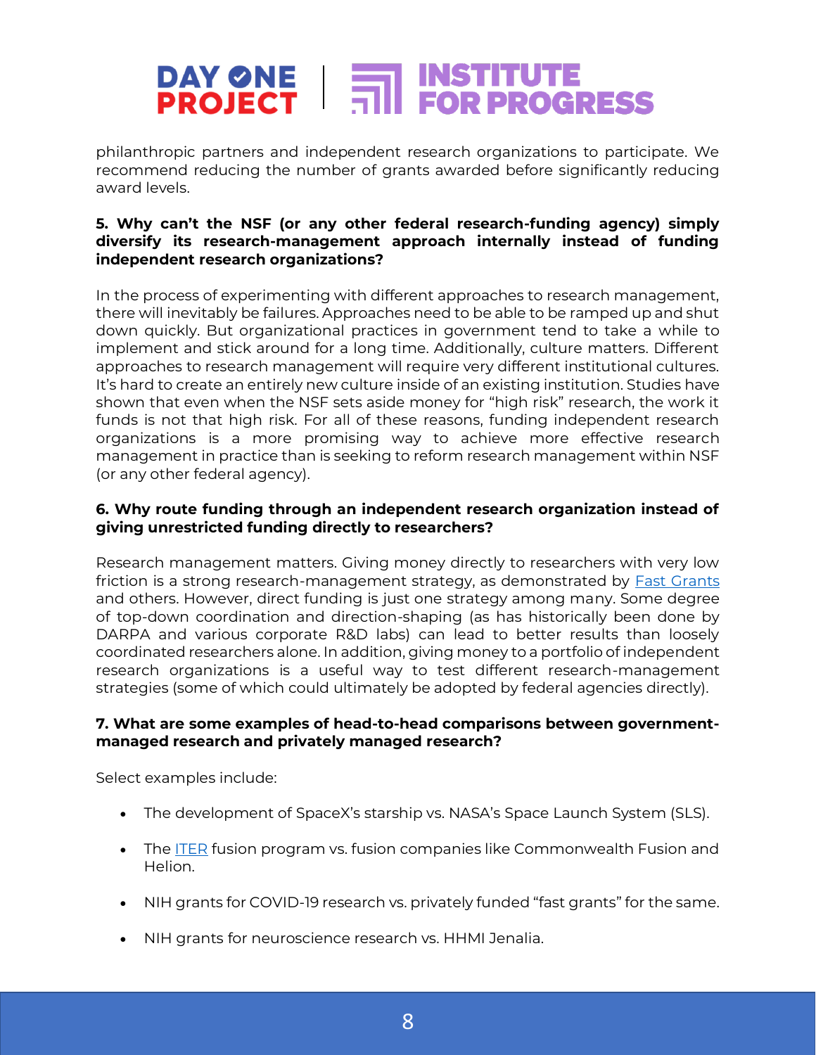philanthropic partners and independent research organizations to participate. We recommend reducing the number of grants awarded before significantly reducing award levels.

**5. Why can't the NSF (or any other federal research-funding agency) simply diversify its research-management approach internally instead of funding independent research organizations?**

In the process of experimenting with different approaches to research management, there will inevitably be failures. Approaches need to be able to be ramped up and shut down quickly. But organizational practices in government tend to take a while to implement and stick around for a long time. Additionally, culture matters. Different approaches to research management will require very different institutional cultures. It's hard to create an entirely new culture inside of an existing institution. Studies have shown that even when the NSF sets aside money for "high risk" research, the work it funds is not that high risk. For all of these reasons, funding independent research organizations is a more promising way to achieve more effective research management in practice than is seeking to reform research management within NSF (or any other federal agency).

**6. Why route funding through an independent research organization instead of giving unrestricted funding directly to researchers?**

Research management matters. Giving money directly to researchers with very low friction is a strong research-management strategy, as demonstrated by [Fast Grants]() and others. However, direct funding is just one strategy among many. Some degree of top-down coordination and direction-shaping (as has historically been done by DARPA and various corporate R&D labs) can lead to better results than loosely coordinated researchers alone. In addition, giving money to a portfolio of independent research organizations is a useful way to test different research-management strategies (some of which could ultimately be adopted by federal agencies directly).

**7. What are some examples of head-to-head comparisons between government-managed research and privately managed research?**

Select examples include:

- The development of SpaceX's starship vs. NASA's Space Launch System (SLS).
- The [ITER]() fusion program vs. fusion companies like Commonwealth Fusion and Helion.
- NIH grants for COVID-19 research vs. privately funded "fast grants" for the same.
- NIH grants for neuroscience research vs. HHMI Jenalia.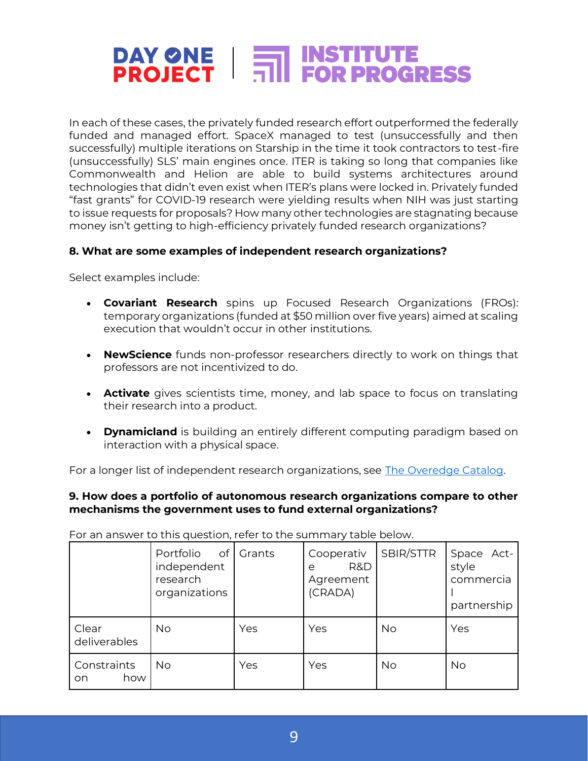In each of these cases, the privately funded research effort outperformed the federally funded and managed effort. SpaceX managed to test (unsuccessfully and then successfully) multiple iterations on Starship in the time it took contractors to test-fire (unsuccessfully) SLS' main engines once. ITER is taking so long that companies like Commonwealth and Helion are able to build systems architectures around technologies that didn't even exist when ITER's plans were locked in. Privately funded "fast grants" for COVID-19 research were yielding results when NIH was just starting to issue requests for proposals? How many other technologies are stagnating because money isn't getting to high-efficiency privately funded research organizations?

**8. What are some examples of independent research organizations?**

Select examples include:

- **Covariant Research** spins up Focused Research Organizations (FROs): temporary organizations (funded at $50 million over five years) aimed at scaling execution that wouldn't occur in other institutions.
- **NewScience** funds non-professor researchers directly to work on things that professors are not incentivized to do.
- **Activate** gives scientists time, money, and lab space to focus on translating their research into a product.
- **Dynamicland** is building an entirely different computing paradigm based on interaction with a physical space.

For a longer list of independent research organizations, see [The Overedge Catalog](#).

**9. How does a portfolio of autonomous research organizations compare to other mechanisms the government uses to fund external organizations?**

For an answer to this question, refer to the summary table below.

| | Portfolio of independent research organizations | Grants | Cooperative R&D Agreement (CRADA) | SBIR/STTR | Space Act-style commercial partnership |
|---|---|---|---|---|---|
| Clear deliverables | No | Yes | Yes | No | Yes |
| Constraints on how | No | Yes | Yes | No | No |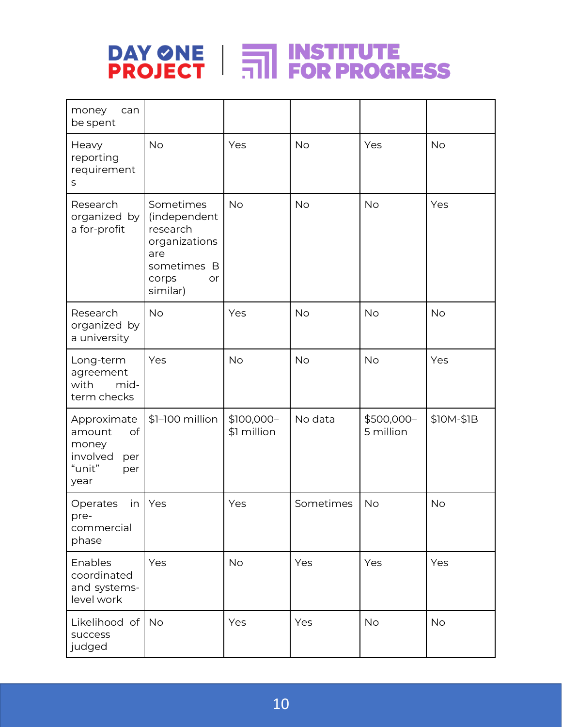| money can be spent | | | | | |
|---|---|---|---|---|---|
| Heavy reporting requirements | No | Yes | No | Yes | No |
| Research organized by a for-profit | Sometimes (independent research organizations are sometimes B corps or similar) | No | No | No | Yes |
| Research organized by a university | No | Yes | No | No | No |
| Long-term agreement with mid-term checks | Yes | No | No | No | Yes |
| Approximate amount of money involved per "unit" per year | $1–100 million | $100,000–$1 million | No data | $500,000–5 million | $10M-$1B |
| Operates in pre-commercial phase | Yes | Yes | Sometimes | No | No |
| Enables coordinated and systems-level work | Yes | No | Yes | Yes | Yes |
| Likelihood of success judged | No | Yes | Yes | No | No |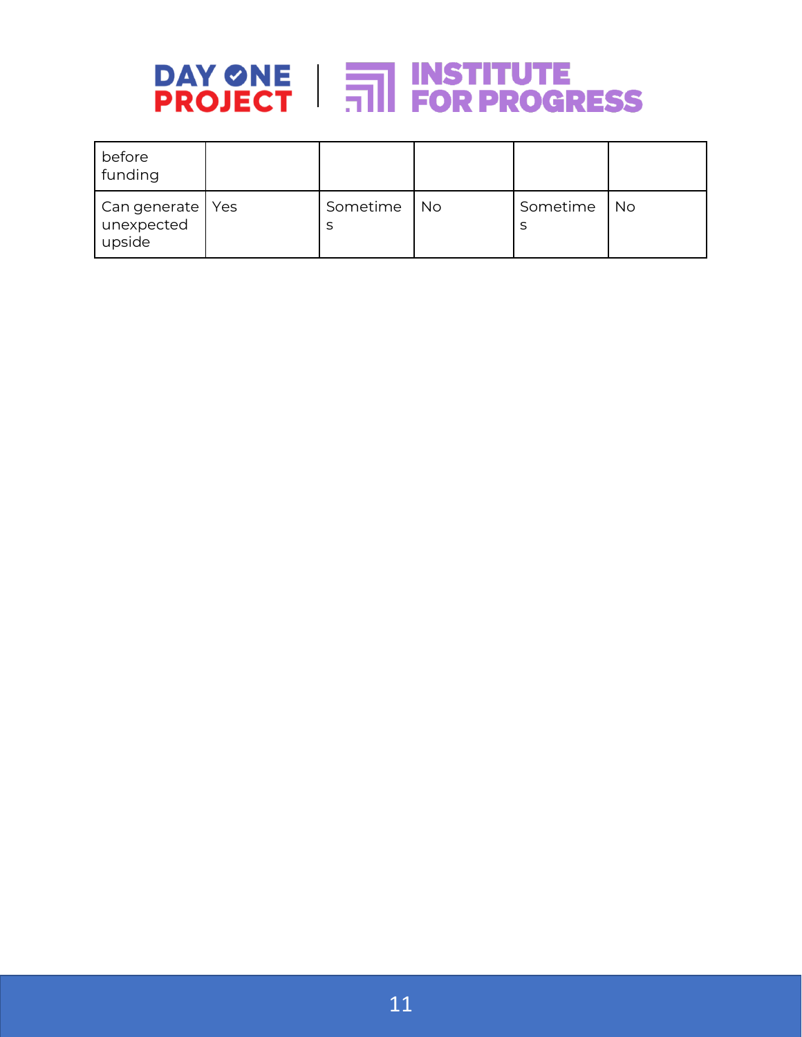| before funding | | | | | |
|---|---|---|---|---|---|
| Can generate unexpected upside | Yes | Sometimes | No | Sometimes | No |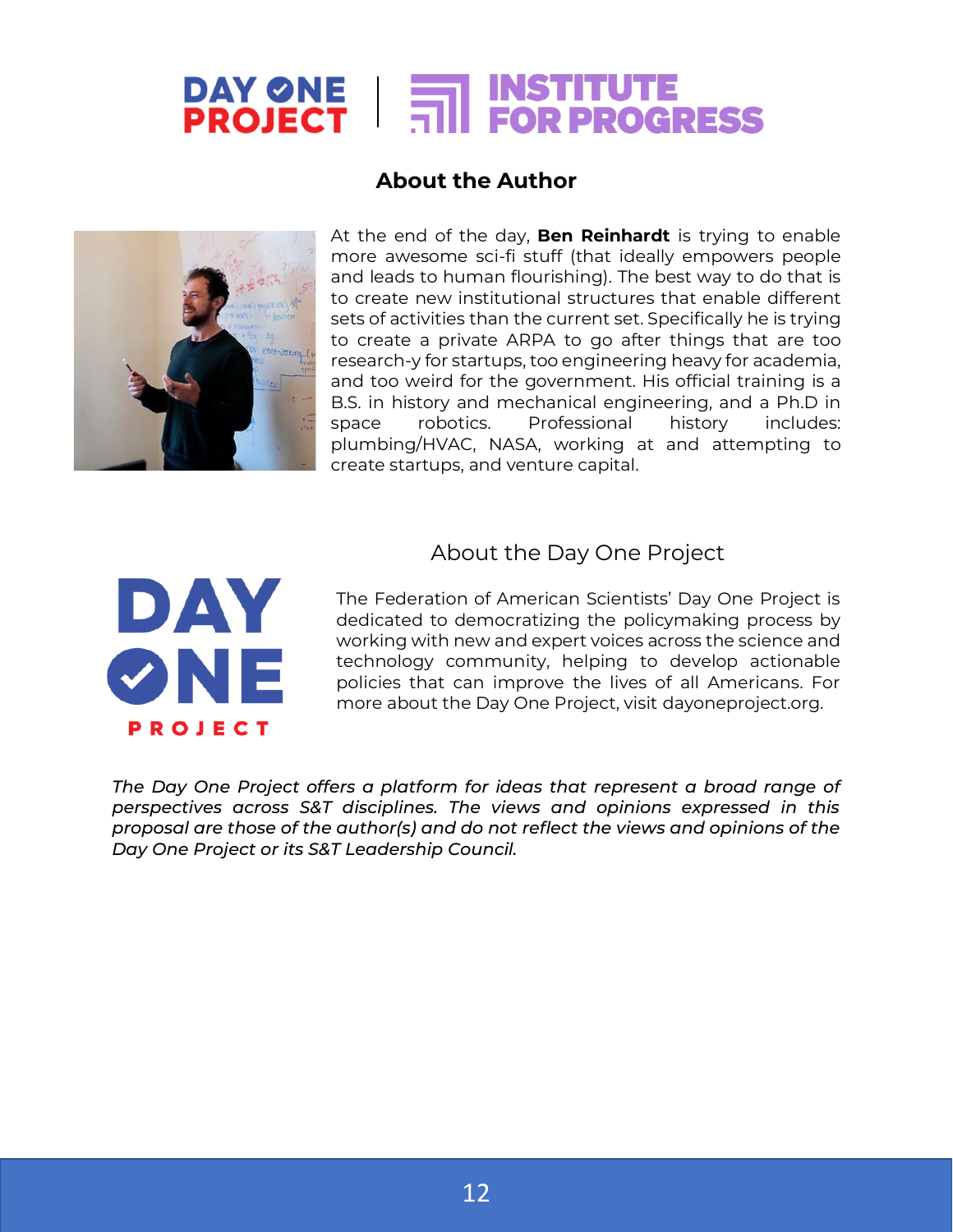## About the Author

At the end of the day, **Ben Reinhardt** is trying to enable more awesome sci-fi stuff (that ideally empowers people and leads to human flourishing). The best way to do that is to create new institutional structures that enable different sets of activities than the current set. Specifically he is trying to create a private ARPA to go after things that are too research-y for startups, too engineering heavy for academia, and too weird for the government. His official training is a B.S. in history and mechanical engineering, and a Ph.D in space robotics. Professional history includes: plumbing/HVAC, NASA, working at and attempting to create startups, and venture capital.

## About the Day One Project

The Federation of American Scientists' Day One Project is dedicated to democratizing the policymaking process by working with new and expert voices across the science and technology community, helping to develop actionable policies that can improve the lives of all Americans. For more about the Day One Project, visit dayoneproject.org.

*The Day One Project offers a platform for ideas that represent a broad range of perspectives across S&T disciplines. The views and opinions expressed in this proposal are those of the author(s) and do not reflect the views and opinions of the Day One Project or its S&T Leadership Council.*